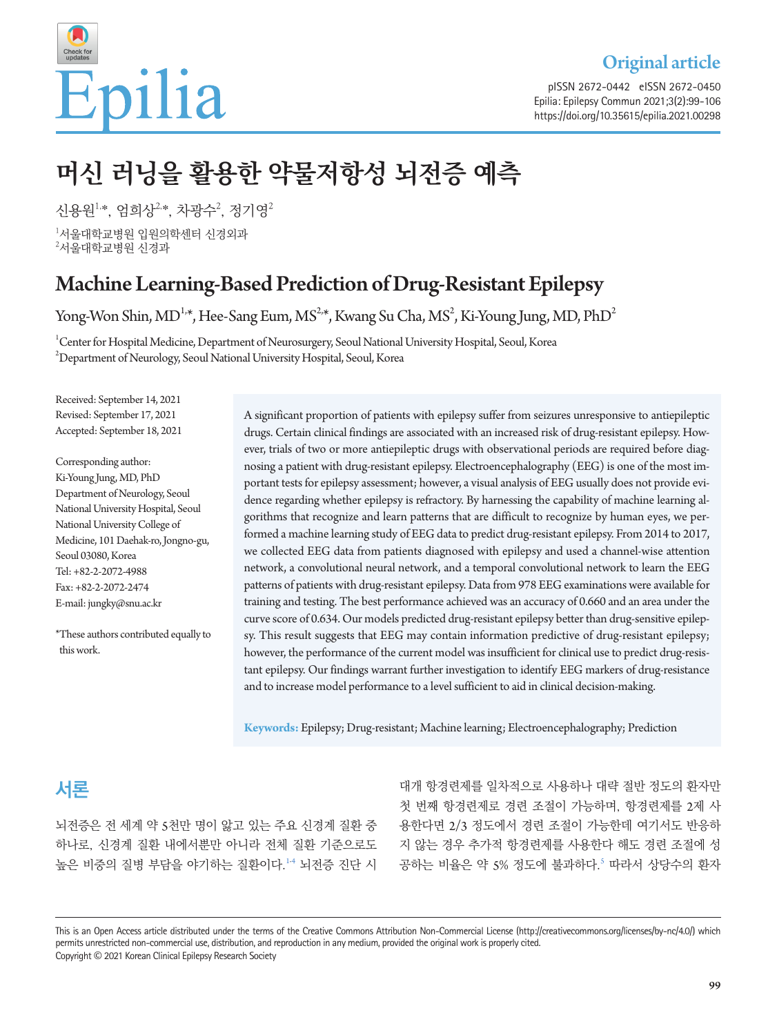Original article

pISSN 2672-0442 eISSN 2672-0450
Epilia: Epilepsy Commun 2021;3(2):99-106
https://doi.org/10.35615/epilia.2021.00298

# 머신 러닝을 활용한 약물저항성 뇌전증 예측

신용원[1,*], 엄희상[2,*], 차광수[2], 정기영[2]

[1]서울대학교병원 입원의학센터 신경외과
[2]서울대학교병원 신경과

# Machine Learning-Based Prediction of Drug-Resistant Epilepsy

Yong-Won Shin, MD[1,*], Hee-Sang Eum, MS[2,*], Kwang Su Cha, MS[2], Ki-Young Jung, MD, PhD[2]

[1]Center for Hospital Medicine, Department of Neurosurgery, Seoul National University Hospital, Seoul, Korea
[2]Department of Neurology, Seoul National University Hospital, Seoul, Korea

Received: September 14, 2021
Revised: September 17, 2021
Accepted: September 18, 2021

Corresponding author:
Ki-Young Jung, MD, PhD
Department of Neurology, Seoul National University Hospital, Seoul National University College of Medicine, 101 Daehak-ro, Jongno-gu, Seoul 03080, Korea
Tel: +82-2-2072-4988
Fax: +82-2-2072-2474
E-mail: jungky@snu.ac.kr

*These authors contributed equally to this work.

A significant proportion of patients with epilepsy suffer from seizures unresponsive to antiepileptic drugs. Certain clinical findings are associated with an increased risk of drug-resistant epilepsy. However, trials of two or more antiepileptic drugs with observational periods are required before diagnosing a patient with drug-resistant epilepsy. Electroencephalography (EEG) is one of the most important tests for epilepsy assessment; however, a visual analysis of EEG usually does not provide evidence regarding whether epilepsy is refractory. By harnessing the capability of machine learning algorithms that recognize and learn patterns that are difficult to recognize by human eyes, we performed a machine learning study of EEG data to predict drug-resistant epilepsy. From 2014 to 2017, we collected EEG data from patients diagnosed with epilepsy and used a channel-wise attention network, a convolutional neural network, and a temporal convolutional network to learn the EEG patterns of patients with drug-resistant epilepsy. Data from 978 EEG examinations were available for training and testing. The best performance achieved was an accuracy of 0.660 and an area under the curve score of 0.634. Our models predicted drug-resistant epilepsy better than drug-sensitive epilepsy. This result suggests that EEG may contain information predictive of drug-resistant epilepsy; however, the performance of the current model was insufficient for clinical use to predict drug-resistant epilepsy. Our findings warrant further investigation to identify EEG markers of drug-resistance and to increase model performance to a level sufficient to aid in clinical decision-making.

**Keywords:** Epilepsy; Drug-resistant; Machine learning; Electroencephalography; Prediction

## 서론

뇌전증은 전 세계 약 5천만 명이 앓고 있는 주요 신경계 질환 중 하나로, 신경계 질환 내에서뿐만 아니라 전체 질환 기준으로도 높은 비중의 질병 부담을 야기하는 질환이다.[1-4] 뇌전증 진단 시 대개 항경련제를 일차적으로 사용하나 대략 절반 정도의 환자만 첫 번째 항경련제로 경련 조절이 가능하며, 항경련제를 2제 사용한다면 2/3 정도에서 경련 조절이 가능한데 여기서도 반응하지 않는 경우 추가적 항경련제를 사용한다 해도 경련 조절에 성공하는 비율은 약 5% 정도에 불과하다.[5] 따라서 상당수의 환자

This is an Open Access article distributed under the terms of the Creative Commons Attribution Non-Commercial License (http://creativecommons.org/licenses/by-nc/4.0/) which permits unrestricted non-commercial use, distribution, and reproduction in any medium, provided the original work is properly cited.
Copyright © 2021 Korean Clinical Epilepsy Research Society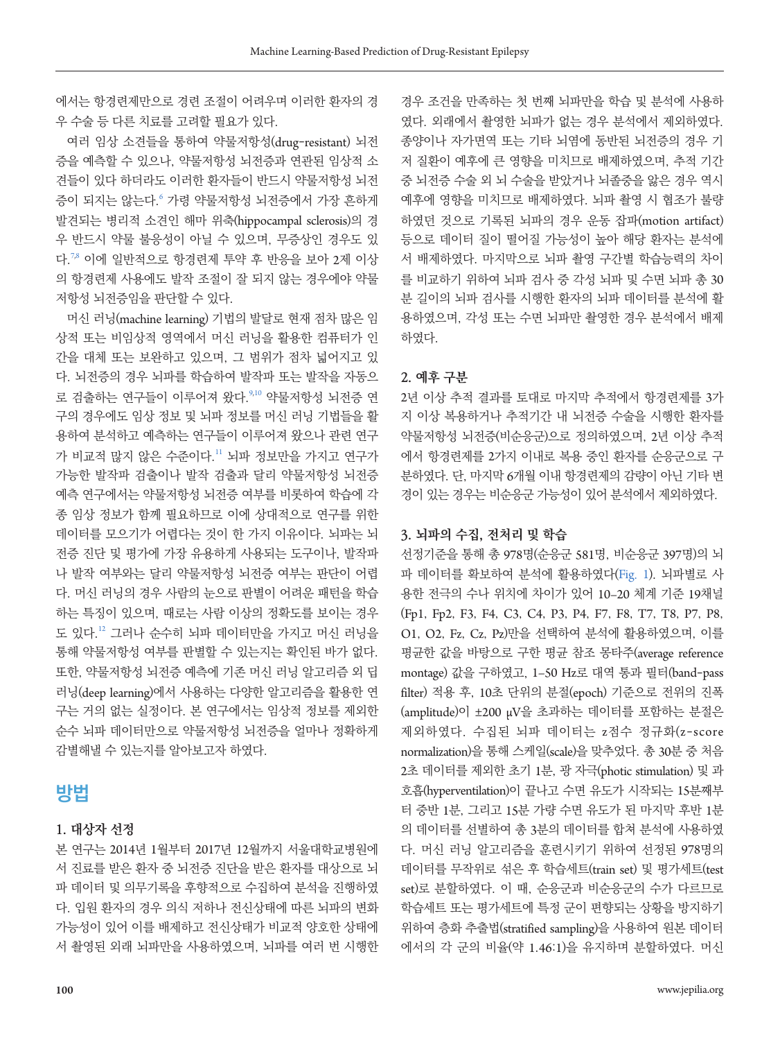에서는 항경련제만으로 경련 조절이 어려우며 이러한 환자의 경우 수술 등 다른 치료를 고려할 필요가 있다.

여러 임상 소견들을 통하여 약물저항성(drug-resistant) 뇌전증을 예측할 수 있으나, 약물저항성 뇌전증과 연관된 임상적 소견들이 있다 하더라도 이러한 환자들이 반드시 약물저항성 뇌전증이 되지는 않는다.[6] 가령 약물저항성 뇌전증에서 가장 흔하게 발견되는 병리적 소견인 해마 위축(hippocampal sclerosis)의 경우 반드시 약물 불응성이 아닐 수 있으며, 무증상인 경우도 있다.[7,8] 이에 일반적으로 항경련제 투약 후 반응을 보아 2제 이상의 항경련제 사용에도 발작 조절이 잘 되지 않는 경우에야 약물저항성 뇌전증임을 판단할 수 있다.

머신 러닝(machine learning) 기법의 발달로 현재 점차 많은 임상적 또는 비임상적 영역에서 머신 러닝을 활용한 컴퓨터가 인간을 대체 또는 보완하고 있으며, 그 범위가 점차 넓어지고 있다. 뇌전증의 경우 뇌파를 학습하여 발작파 또는 발작을 자동으로 검출하는 연구들이 이루어져 왔다.[9,10] 약물저항성 뇌전증 연구의 경우에도 임상 정보 및 뇌파 정보를 머신 러닝 기법들을 활용하여 분석하고 예측하는 연구들이 이루어져 왔으나 관련 연구가 비교적 많지 않은 수준이다.[11] 뇌파 정보만을 가지고 연구가 가능한 발작파 검출이나 발작 검출과 달리 약물저항성 뇌전증 예측 연구에서는 약물저항성 뇌전증 여부를 비롯하여 학습에 각종 임상 정보가 함께 필요하므로 이에 상대적으로 연구를 위한 데이터를 모으기가 어렵다는 것이 한 가지 이유이다. 뇌파는 뇌전증 진단 및 평가에 가장 유용하게 사용되는 도구이나, 발작파나 발작 여부와는 달리 약물저항성 뇌전증 여부는 판단이 어렵다. 머신 러닝의 경우 사람의 눈으로 판별이 어려운 패턴을 학습하는 특징이 있으며, 때로는 사람 이상의 정확도를 보이는 경우도 있다.[12] 그러나 순수히 뇌파 데이터만을 가지고 머신 러닝을 통해 약물저항성 여부를 판별할 수 있는지는 확인된 바가 없다. 또한, 약물저항성 뇌전증 예측에 기존 머신 러닝 알고리즘 외 딥러닝(deep learning)에서 사용하는 다양한 알고리즘을 활용한 연구는 거의 없는 실정이다. 본 연구에서는 임상적 정보를 제외한 순수 뇌파 데이터만으로 약물저항성 뇌전증을 얼마나 정확하게 감별해낼 수 있는지를 알아보고자 하였다.

# 방법

## 1. 대상자 선정

본 연구는 2014년 1월부터 2017년 12월까지 서울대학교병원에서 진료를 받은 환자 중 뇌전증 진단을 받은 환자를 대상으로 뇌파 데이터 및 의무기록을 후향적으로 수집하여 분석을 진행하였다. 입원 환자의 경우 의식 저하나 전신상태에 따른 뇌파의 변화 가능성이 있어 이를 배제하고 전신상태가 비교적 양호한 상태에서 촬영된 외래 뇌파만을 사용하였으며, 뇌파를 여러 번 시행한 경우 조건을 만족하는 첫 번째 뇌파만을 학습 및 분석에 사용하였다. 외래에서 촬영한 뇌파가 없는 경우 분석에서 제외하였다. 종양이나 자가면역 또는 기타 뇌염에 동반된 뇌전증의 경우 기저 질환이 예후에 큰 영향을 미치므로 배제하였으며, 추적 기간 중 뇌전증 수술 외 뇌 수술을 받았거나 뇌졸중을 앓은 경우 역시 예후에 영향을 미치므로 배제하였다. 뇌파 촬영 시 협조가 불량하였던 것으로 기록된 뇌파의 경우 운동 잡파(motion artifact) 등으로 데이터 질이 떨어질 가능성이 높아 해당 환자는 분석에서 배제하였다. 마지막으로 뇌파 촬영 구간별 학습능력의 차이를 비교하기 위하여 뇌파 검사 중 각성 뇌파 및 수면 뇌파 총 30분 길이의 뇌파 검사를 시행한 환자의 뇌파 데이터를 분석에 활용하였으며, 각성 또는 수면 뇌파만 촬영한 경우 분석에서 배제하였다.

## 2. 예후 구분

2년 이상 추적 결과를 토대로 마지막 추적에서 항경련제를 3가지 이상 복용하거나 추적기간 내 뇌전증 수술을 시행한 환자를 약물저항성 뇌전증(비순응군)으로 정의하였으며, 2년 이상 추적에서 항경련제를 2가지 이내로 복용 중인 환자를 순응군으로 구분하였다. 단, 마지막 6개월 이내 항경련제의 감량이 아닌 기타 변경이 있는 경우는 비순응군 가능성이 있어 분석에서 제외하였다.

## 3. 뇌파의 수집, 전처리 및 학습

선정기준을 통해 총 978명(순응군 581명, 비순응군 397명)의 뇌파 데이터를 확보하여 분석에 활용하였다(Fig. 1). 뇌파별로 사용한 전극의 수나 위치에 차이가 있어 10–20 체계 기준 19채널(Fp1, Fp2, F3, F4, C3, C4, P3, P4, F7, F8, T7, T8, P7, P8, O1, O2, Fz, Cz, Pz)만을 선택하여 분석에 활용하였으며, 이를 평균한 값을 바탕으로 구한 평균 참조 몽타주(average reference montage) 값을 구하였고, 1–50 Hz로 대역 통과 필터(band-pass filter) 적용 후, 10초 단위의 분절(epoch) 기준으로 전위의 진폭(amplitude)이 ±200 μV을 초과하는 데이터를 포함하는 분절은 제외하였다. 수집된 뇌파 데이터는 z점수 정규화(z-score normalization)을 통해 스케일(scale)을 맞추었다. 총 30분 중 처음 2초 데이터를 제외한 초기 1분, 광 자극(photic stimulation) 및 과호흡(hyperventilation)이 끝나고 수면 유도가 시작되는 15분째부터 중반 1분, 그리고 15분 가량 수면 유도가 된 마지막 후반 1분의 데이터를 선별하여 총 3분의 데이터를 합쳐 분석에 사용하였다. 머신 러닝 알고리즘을 훈련시키기 위하여 선정된 978명의 데이터를 무작위로 섞은 후 학습세트(train set) 및 평가세트(test set)로 분할하였다. 이 때, 순응군과 비순응군의 수가 다르므로 학습세트 또는 평가세트에 특정 군이 편향되는 상황을 방지하기 위하여 층화 추출법(stratified sampling)을 사용하여 원본 데이터에서의 각 군의 비율(약 1.46:1)을 유지하며 분할하였다. 머신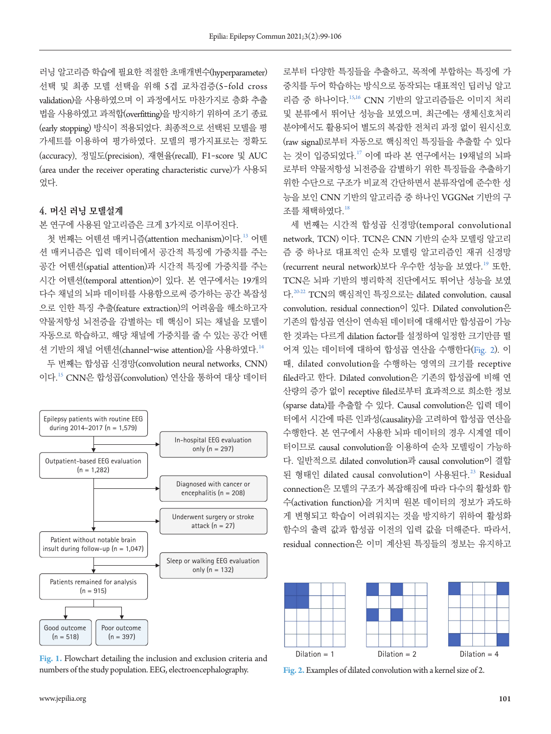러닝 알고리즘 학습에 필요한 적절한 초매개변수(hyperparameter) 선택 및 최종 모델 선택을 위해 5겹 교차검증(5-fold cross validation)을 사용하였으며 이 과정에서도 마찬가지로 층화 추출법을 사용하였고 과적합(overfitting)을 방지하기 위하여 조기 종료(early stopping) 방식이 적용되었다. 최종적으로 선택된 모델을 평가세트를 이용하여 평가하였다. 모델의 평가지표로는 정확도(accuracy), 정밀도(precision), 재현율(recall), F1-score 및 AUC (area under the receiver operating characteristic curve)가 사용되었다.

## 4. 머신 러닝 모델설계

본 연구에 사용된 알고리즘은 크게 3가지로 이루어진다.

첫 번째는 어텐션 매커니즘(attention mechanism)이다.[13] 어텐션 매커니즘은 입력 데이터에서 공간적 특징에 가중치를 주는 공간 어텐션(spatial attention)과 시간적 특징에 가중치를 주는 시간 어텐션(temporal attention)이 있다. 본 연구에서는 19개의 다수 채널의 뇌파 데이터를 사용함으로써 증가하는 공간 복잡성으로 인한 특징 추출(feature extraction)의 어려움을 해소하고자 약물저항성 뇌전증을 감별하는 데 핵심이 되는 채널을 모델이 자동으로 학습하고, 해당 채널에 가중치를 줄 수 있는 공간 어텐션 기반의 채널 어텐션(channel-wise attention)을 사용하였다.[14]

두 번째는 합성곱 신경망(convolution neural networks, CNN)이다.[15] CNN은 합성곱(convolution) 연산을 통하여 대상 데이터로부터 다양한 특징들을 추출하고, 목적에 부합하는 특징에 가중치를 두어 학습하는 방식으로 동작되는 대표적인 딥러닝 알고리즘 중 하나이다.[15,16] CNN 기반의 알고리즘들은 이미지 처리 및 분류에서 뛰어난 성능을 보였으며, 최근에는 생체신호처리 분야에서도 활용되어 별도의 복잡한 전처리 과정 없이 원시신호(raw signal)로부터 자동으로 핵심적인 특징들을 추출할 수 있다는 것이 입증되었다.[17] 이에 따라 본 연구에서는 19채널의 뇌파로부터 약물저항성 뇌전증을 감별하기 위한 특징들을 추출하기 위한 수단으로 구조가 비교적 간단하면서 분류작업에 준수한 성능을 보인 CNN 기반의 알고리즘 중 하나인 VGGNet 기반의 구조를 채택하였다.[18]

세 번째는 시간적 합성곱 신경망(temporal convolutional network, TCN) 이다. TCN은 CNN 기반의 순차 모델링 알고리즘 중 하나로 대표적인 순차 모델링 알고리즘인 재귀 신경망(recurrent neural network)보다 우수한 성능을 보였다.[19] 또한, TCN은 뇌파 기반의 병리학적 진단에서도 뛰어난 성능을 보였다.[20-22] TCN의 핵심적인 특징으로는 dilated convolution, causal convolution, residual connection이 있다. Dilated convolution은 기존의 합성곱 연산이 연속된 데이터에 대해서만 합성곱이 가능한 것과는 다르게 dilation factor를 설정하여 일정한 크기만큼 떨어져 있는 데이터에 대하여 합성곱 연산을 수행한다(Fig. 2). 이 때, dilated convolution을 수행하는 영역의 크기를 receptive filed라고 한다. Dilated convolution은 기존의 합성곱에 비해 연산량의 증가 없이 receptive filed로부터 효과적으로 희소한 정보(sparse data)를 추출할 수 있다. Causal convolution은 입력 데이터에서 시간에 따른 인과성(causality)을 고려하여 합성곱 연산을 수행한다. 본 연구에서 사용한 뇌파 데이터의 경우 시계열 데이터이므로 causal convolution을 이용하여 순차 모델링이 가능하다. 일반적으로 dilated convolution과 causal convolution이 결합된 형태인 dilated causal convolution이 사용된다.[23] Residual connection은 모델의 구조가 복잡해짐에 따라 다수의 활성화 함수(activation function)를 거치며 원본 데이터의 정보가 과도하게 변형되고 학습이 어려워지는 것을 방지하기 위하여 활성화 함수의 출력 값과 합성곱 이전의 입력 값을 더해준다. 따라서, residual connection은 이미 계산된 특징들의 정보는 유지하고

Epilepsy patients with routine EEG during 2014–2017 (n = 1,579)
→ Excluded: In-hospital EEG evaluation only (n = 297)

Outpatient-based EEG evaluation (n = 1,282)
→ Excluded: Diagnosed with cancer or encephalitis (n = 208)
→ Excluded: Underwent surgery or stroke attack (n = 27)

Patient without notable brain insult during follow-up (n = 1,047)
→ Excluded: Sleep or walking EEG evaluation only (n = 132)

Patients remained for analysis (n = 915)
→ Good outcome (n = 518)
→ Poor outcome (n = 397)

Fig. 1. Flowchart detailing the inclusion and exclusion criteria and numbers of the study population. EEG, electroencephalography.

Dilation = 1 | Dilation = 2 | Dilation = 4

Fig. 2. Examples of dilated convolution with a kernel size of 2.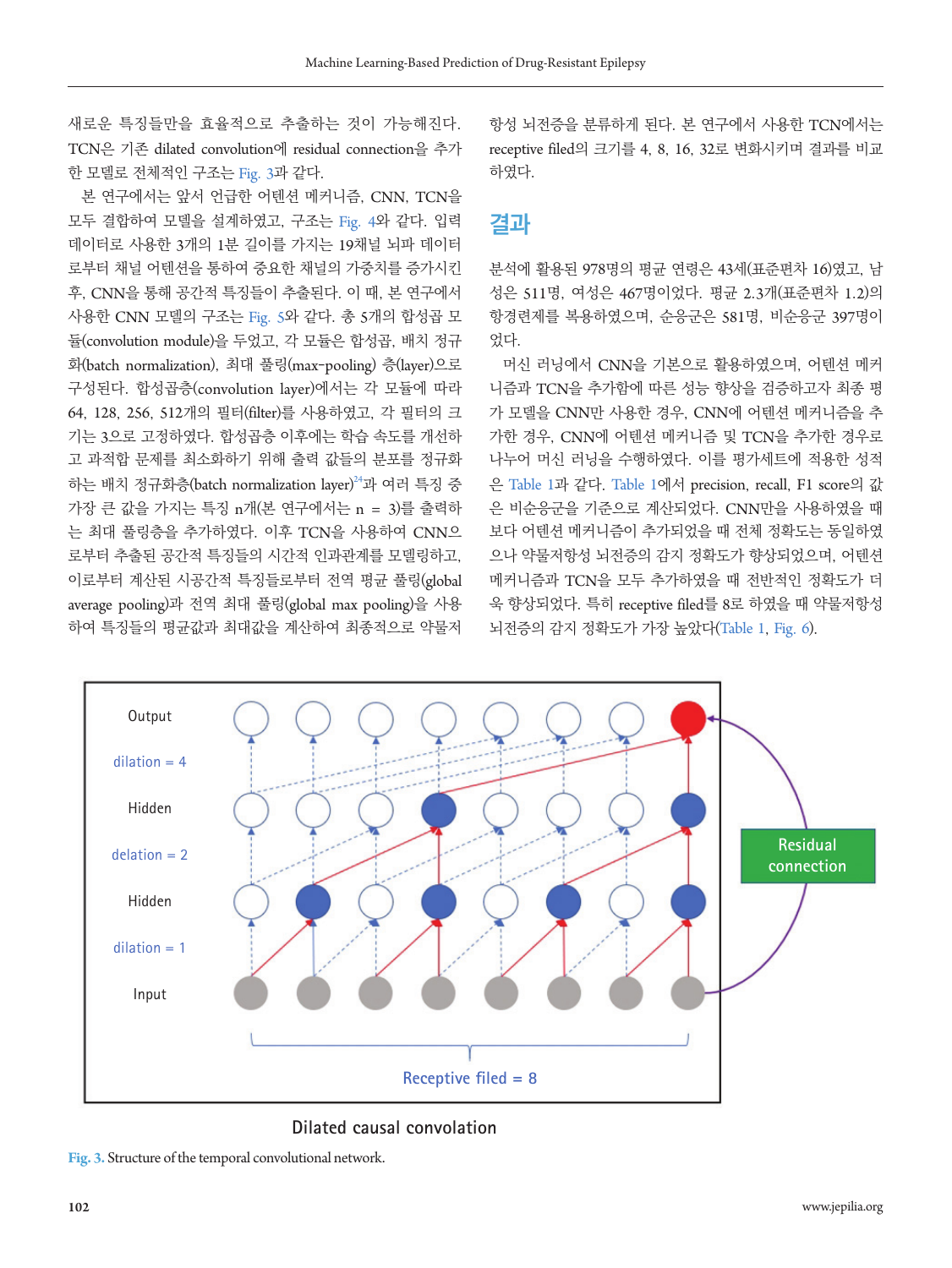새로운 특징들만을 효율적으로 추출하는 것이 가능해진다. TCN은 기존 dilated convolution에 residual connection을 추가한 모델로 전체적인 구조는 Fig. 3과 같다.

본 연구에서는 앞서 언급한 어텐션 메커니즘, CNN, TCN을 모두 결합하여 모델을 설계하였고, 구조는 Fig. 4와 같다. 입력 데이터로 사용한 3개의 1분 길이를 가지는 19채널 뇌파 데이터로부터 채널 어텐션을 통하여 중요한 채널의 가중치를 증가시킨 후, CNN을 통해 공간적 특징들이 추출된다. 이 때, 본 연구에서 사용한 CNN 모델의 구조는 Fig. 5와 같다. 총 5개의 합성곱 모듈(convolution module)을 두었고, 각 모듈은 합성곱, 배치 정규화(batch normalization), 최대 풀링(max-pooling) 층(layer)으로 구성된다. 합성곱층(convolution layer)에서는 각 모듈에 따라 64, 128, 256, 512개의 필터(filter)를 사용하였고, 각 필터의 크기는 3으로 고정하였다. 합성곱층 이후에는 학습 속도를 개선하고 과적합 문제를 최소화하기 위해 출력 값들의 분포를 정규화하는 배치 정규화층(batch normalization layer)[24]과 여러 특징 중 가장 큰 값을 가지는 특징 n개(본 연구에서는 n = 3)를 출력하는 최대 풀링층을 추가하였다. 이후 TCN을 사용하여 CNN으로부터 추출된 공간적 특징들의 시간적 인과관계를 모델링하고, 이로부터 계산된 시공간적 특징들로부터 전역 평균 풀링(global average pooling)과 전역 최대 풀링(global max pooling)을 사용하여 특징들의 평균값과 최대값을 계산하여 최종적으로 약물저항성 뇌전증을 분류하게 된다. 본 연구에서 사용한 TCN에서는 receptive filed의 크기를 4, 8, 16, 32로 변화시키며 결과를 비교하였다.

## 결과

분석에 활용된 978명의 평균 연령은 43세(표준편차 16)였고, 남성은 511명, 여성은 467명이었다. 평균 2.3개(표준편차 1.2)의 항경련제를 복용하였으며, 순응군은 581명, 비순응군 397명이었다.

머신 러닝에서 CNN을 기본으로 활용하였으며, 어텐션 메커니즘과 TCN을 추가함에 따른 성능 향상을 검증하고자 최종 평가 모델을 CNN만 사용한 경우, CNN에 어텐션 메커니즘을 추가한 경우, CNN에 어텐션 메커니즘 및 TCN을 추가한 경우로 나누어 머신 러닝을 수행하였다. 이를 평가세트에 적용한 성적은 Table 1과 같다. Table 1에서 precision, recall, F1 score의 값은 비순응군을 기준으로 계산되었다. CNN만을 사용하였을 때보다 어텐션 메커니즘이 추가되었을 때 전체 정확도는 동일하였으나 약물저항성 뇌전증의 감지 정확도가 향상되었으며, 어텐션 메커니즘과 TCN을 모두 추가하였을 때 전반적인 정확도가 더욱 향상되었다. 특히 receptive filed를 8로 하였을 때 약물저항성 뇌전증의 감지 정확도가 가장 높았다(Table 1, Fig. 6).

Fig. 3. Structure of the temporal convolutional network.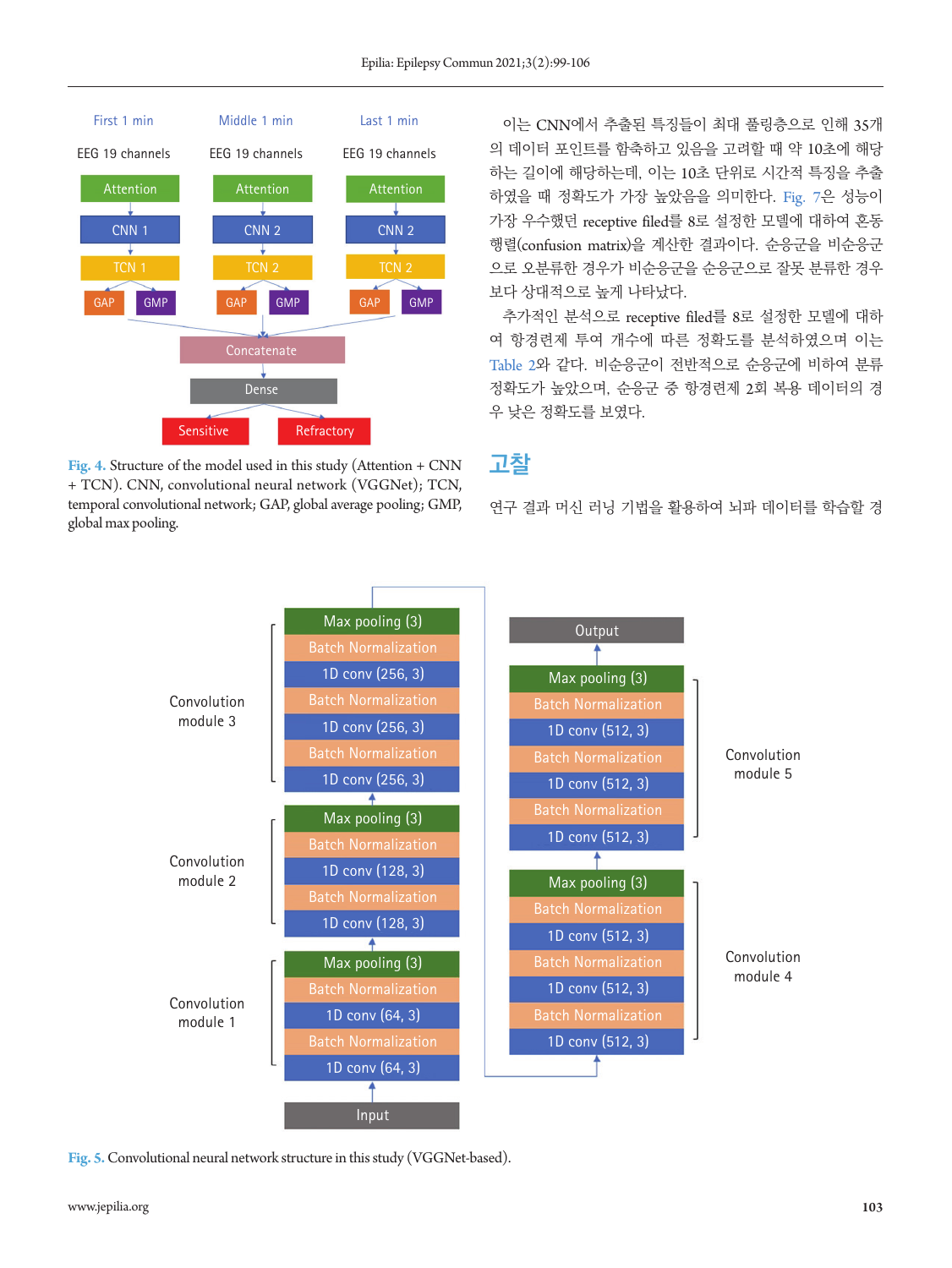Fig. 4. Structure of the model used in this study (Attention + CNN + TCN). CNN, convolutional neural network (VGGNet); TCN, temporal convolutional network; GAP, global average pooling; GMP, global max pooling.

이는 CNN에서 추출된 특징들이 최대 풀링층으로 인해 35개의 데이터 포인트를 함축하고 있음을 고려할 때 약 10초에 해당하는 길이에 해당하는데, 이는 10초 단위로 시간적 특징을 추출하였을 때 정확도가 가장 높았음을 의미한다. Fig. 7은 성능이 가장 우수했던 receptive filed를 8로 설정한 모델에 대하여 혼동행렬(confusion matrix)을 계산한 결과이다. 순응군을 비순응군으로 오분류한 경우가 비순응군을 순응군으로 잘못 분류한 경우보다 상대적으로 높게 나타났다.

추가적인 분석으로 receptive filed를 8로 설정한 모델에 대하여 항경련제 투여 개수에 따른 정확도를 분석하였으며 이는 Table 2와 같다. 비순응군이 전반적으로 순응군에 비하여 분류 정확도가 높았으며, 순응군 중 항경련제 2회 복용 데이터의 경우 낮은 정확도를 보였다.

## 고찰

연구 결과 머신 러닝 기법을 활용하여 뇌파 데이터를 학습할 경

Fig. 5. Convolutional neural network structure in this study (VGGNet-based).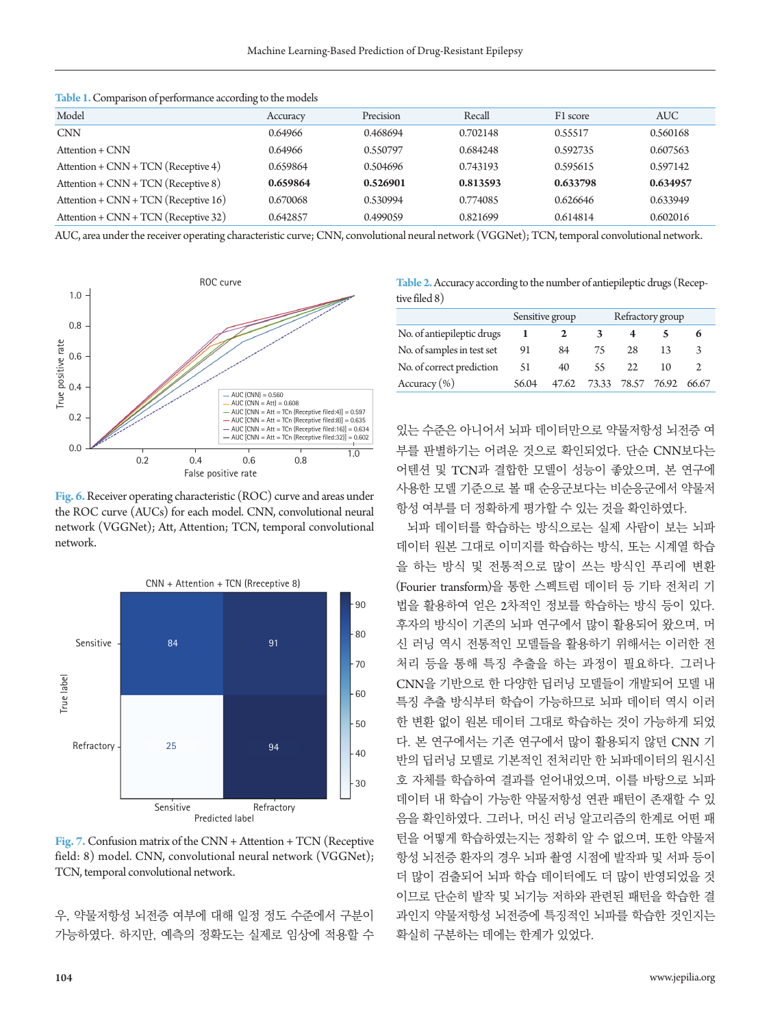**Table 1.** Comparison of performance according to the models

| Model | Accuracy | Precision | Recall | F1 score | AUC |
|---|---|---|---|---|---|
| CNN | 0.64966 | 0.468694 | 0.702148 | 0.55517 | 0.560168 |
| Attention + CNN | 0.64966 | 0.550797 | 0.684248 | 0.592735 | 0.607563 |
| Attention + CNN + TCN (Receptive 4) | 0.659864 | 0.504696 | 0.743193 | 0.595615 | 0.597142 |
| Attention + CNN + TCN (Receptive 8) | **0.659864** | **0.526901** | **0.813593** | **0.633798** | **0.634957** |
| Attention + CNN + TCN (Receptive 16) | 0.670068 | 0.530994 | 0.774085 | 0.626646 | 0.633949 |
| Attention + CNN + TCN (Receptive 32) | 0.642857 | 0.499059 | 0.821699 | 0.614814 | 0.602016 |

AUC, area under the receiver operating characteristic curve; CNN, convolutional neural network (VGGNet); TCN, temporal convolutional network.

**Fig. 6.** Receiver operating characteristic (ROC) curve and areas under the ROC curve (AUCs) for each model. CNN, convolutional neural network (VGGNet); Att, Attention; TCN, temporal convolutional network.

**Fig. 7.** Confusion matrix of the CNN + Attention + TCN (Receptive field: 8) model. CNN, convolutional neural network (VGGNet); TCN, temporal convolutional network.

우, 약물저항성 뇌전증 여부에 대해 일정 정도 수준에서 구분이 가능하였다. 하지만, 예측의 정확도는 실제로 임상에 적용할 수 있는 수준은 아니어서 뇌파 데이터만으로 약물저항성 뇌전증 여부를 판별하기는 어려운 것으로 확인되었다. 단순 CNN보다는 어텐션 및 TCN과 결합한 모델이 성능이 좋았으며, 본 연구에 사용한 모델 기준으로 볼 때 순응군보다는 비순응군에서 약물저항성 여부를 더 정확하게 평가할 수 있는 것을 확인하였다.

**Table 2.** Accuracy according to the number of antiepileptic drugs (Receptive filed 8)

| | Sensitive group | | | Refractory group | | |
|---|---|---|---|---|---|---|
| No. of antiepileptic drugs | **1** | **2** | **3** | **4** | **5** | **6** |
| No. of samples in test set | 91 | 84 | 75 | 28 | 13 | 3 |
| No. of correct prediction | 51 | 40 | 55 | 22 | 10 | 2 |
| Accuracy (%) | 56.04 | 47.62 | 73.33 | 78.57 | 76.92 | 66.67 |

뇌파 데이터를 학습하는 방식으로는 실제 사람이 보는 뇌파 데이터 원본 그대로 이미지를 학습하는 방식, 또는 시계열 학습을 하는 방식 및 전통적으로 많이 쓰는 방식인 푸리에 변환(Fourier transform)을 통한 스펙트럼 데이터 등 기타 전처리 기법을 활용하여 얻은 2차적인 정보를 학습하는 방식 등이 있다. 후자의 방식이 기존의 뇌파 연구에서 많이 활용되어 왔으며, 머신 러닝 역시 전통적인 모델들을 활용하기 위해서는 이러한 전처리 등을 통해 특징 추출을 하는 과정이 필요하다. 그러나 CNN을 기반으로 한 다양한 딥러닝 모델들이 개발되어 모델 내 특징 추출 방식부터 학습이 가능하므로 뇌파 데이터 역시 이러한 변환 없이 원본 데이터 그대로 학습하는 것이 가능하게 되었다. 본 연구에서는 기존 연구에서 많이 활용되지 않던 CNN 기반의 딥러닝 모델로 기본적인 전처리만 한 뇌파데이터의 원시신호 자체를 학습하여 결과를 얻어내었으며, 이를 바탕으로 뇌파 데이터 내 학습이 가능한 약물저항성 연관 패턴이 존재할 수 있음을 확인하였다. 그러나, 머신 러닝 알고리즘의 한계로 어떤 패턴을 어떻게 학습하였는지는 정확히 알 수 없으며, 또한 약물저항성 뇌전증 환자의 경우 뇌파 촬영 시점에 발작파 및 서파 등이 더 많이 검출되어 뇌파 학습 데이터에도 더 많이 반영되었을 것이므로 단순히 발작 및 뇌기능 저하와 관련된 패턴을 학습한 결과인지 약물저항성 뇌전증에 특징적인 뇌파를 학습한 것인지는 확실히 구분하는 데에는 한계가 있었다.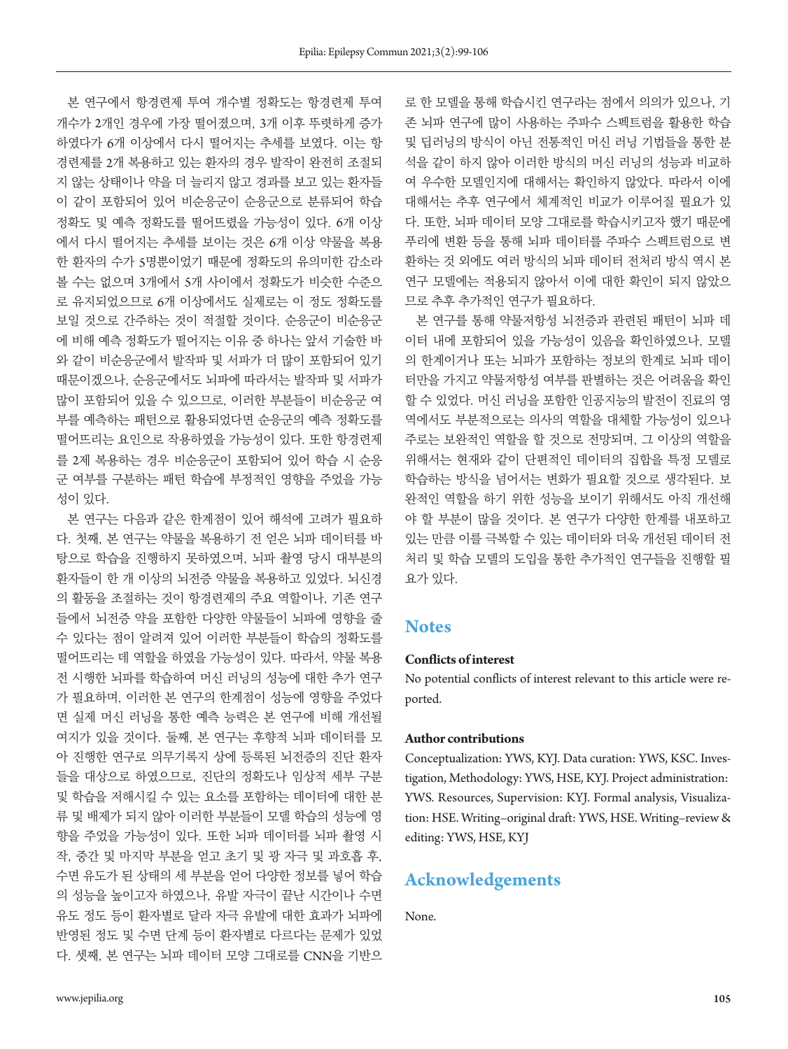본 연구에서 항경련제 투여 개수별 정확도는 항경련제 투여 개수가 2개인 경우에 가장 떨어졌으며, 3개 이후 뚜렷하게 증가하였다가 6개 이상에서 다시 떨어지는 추세를 보였다. 이는 항경련제를 2개 복용하고 있는 환자의 경우 발작이 완전히 조절되지 않는 상태이나 약을 더 늘리지 않고 경과를 보고 있는 환자들이 같이 포함되어 있어 비순응군이 순응군으로 분류되어 학습 정확도 및 예측 정확도를 떨어뜨렸을 가능성이 있다. 6개 이상에서 다시 떨어지는 추세를 보이는 것은 6개 이상 약물을 복용한 환자의 수가 5명뿐이었기 때문에 정확도의 유의미한 감소라 볼 수는 없으며 3개에서 5개 사이에서 정확도가 비슷한 수준으로 유지되었으므로 6개 이상에서도 실제로는 이 정도 정확도를 보일 것으로 간주하는 것이 적절할 것이다. 순응군이 비순응군에 비해 예측 정확도가 떨어지는 이유 중 하나는 앞서 기술한 바와 같이 비순응군에서 발작파 및 서파가 더 많이 포함되어 있기 때문이겠으나, 순응군에서도 뇌파에 따라서는 발작파 및 서파가 많이 포함되어 있을 수 있으므로, 이러한 부분들이 비순응군 여부를 예측하는 패턴으로 활용되었다면 순응군의 예측 정확도를 떨어뜨리는 요인으로 작용하였을 가능성이 있다. 또한 항경련제를 2제 복용하는 경우 비순응군이 포함되어 있어 학습 시 순응군 여부를 구분하는 패턴 학습에 부정적인 영향을 주었을 가능성이 있다.

본 연구는 다음과 같은 한계점이 있어 해석에 고려가 필요하다. 첫째, 본 연구는 약물을 복용하기 전 얻은 뇌파 데이터를 바탕으로 학습을 진행하지 못하였으며, 뇌파 촬영 당시 대부분의 환자들이 한 개 이상의 뇌전증 약물을 복용하고 있었다. 뇌신경의 활동을 조절하는 것이 항경련제의 주요 역할이나, 기존 연구들에서 뇌전증 약을 포함한 다양한 약물들이 뇌파에 영향을 줄 수 있다는 점이 알려져 있어 이러한 부분들이 학습의 정확도를 떨어뜨리는 데 역할을 하였을 가능성이 있다. 따라서, 약물 복용 전 시행한 뇌파를 학습하여 머신 러닝의 성능에 대한 추가 연구가 필요하며, 이러한 본 연구의 한계점이 성능에 영향을 주었다면 실제 머신 러닝을 통한 예측 능력은 본 연구에 비해 개선될 여지가 있을 것이다. 둘째, 본 연구는 후향적 뇌파 데이터를 모아 진행한 연구로 의무기록지 상에 등록된 뇌전증의 진단 환자들을 대상으로 하였으므로, 진단의 정확도나 임상적 세부 구분 및 학습을 저해시킬 수 있는 요소를 포함하는 데이터에 대한 분류 및 배제가 되지 않아 이러한 부분들이 모델 학습의 성능에 영향을 주었을 가능성이 있다. 또한 뇌파 데이터를 뇌파 촬영 시작, 중간 및 마지막 부분을 얻고 초기 및 광 자극 및 과호흡 후, 수면 유도가 된 상태의 세 부분을 얻어 다양한 정보를 넣어 학습의 성능을 높이고자 하였으나, 유발 자극이 끝난 시간이나 수면 유도 정도 등이 환자별로 달라 자극 유발에 대한 효과가 뇌파에 반영된 정도 및 수면 단계 등이 환자별로 다르다는 문제가 있었다. 셋째, 본 연구는 뇌파 데이터 모양 그대로를 CNN을 기반으로 한 모델을 통해 학습시킨 연구라는 점에서 의의가 있으나, 기존 뇌파 연구에 많이 사용하는 주파수 스펙트럼을 활용한 학습 및 딥러닝의 방식이 아닌 전통적인 머신 러닝 기법들을 통한 분석을 같이 하지 않아 이러한 방식의 머신 러닝의 성능과 비교하여 우수한 모델인지에 대해서는 확인하지 않았다. 따라서 이에 대해서는 추후 연구에서 체계적인 비교가 이루어질 필요가 있다. 또한, 뇌파 데이터 모양 그대로를 학습시키고자 했기 때문에 푸리에 변환 등을 통해 뇌파 데이터를 주파수 스펙트럼으로 변환하는 것 외에도 여러 방식의 뇌파 데이터 전처리 방식 역시 본 연구 모델에는 적용되지 않아서 이에 대한 확인이 되지 않았으므로 추후 추가적인 연구가 필요하다.

본 연구를 통해 약물저항성 뇌전증과 관련된 패턴이 뇌파 데이터 내에 포함되어 있을 가능성이 있음을 확인하였으나, 모델의 한계이거나 또는 뇌파가 포함하는 정보의 한계로 뇌파 데이터만을 가지고 약물저항성 여부를 판별하는 것은 어려움을 확인할 수 있었다. 머신 러닝을 포함한 인공지능의 발전이 진료의 영역에서도 부분적으로는 의사의 역할을 대체할 가능성이 있으나 주로는 보완적인 역할을 할 것으로 전망되며, 그 이상의 역할을 위해서는 현재와 같이 단편적인 데이터의 집합을 특정 모델로 학습하는 방식을 넘어서는 변화가 필요할 것으로 생각된다. 보완적인 역할을 하기 위한 성능을 보이기 위해서도 아직 개선해야 할 부분이 많을 것이다. 본 연구가 다양한 한계를 내포하고 있는 만큼 이를 극복할 수 있는 데이터와 더욱 개선된 데이터 전처리 및 학습 모델의 도입을 통한 추가적인 연구들을 진행할 필요가 있다.

## Notes

**Conflicts of interest**

No potential conflicts of interest relevant to this article were reported.

**Author contributions**

Conceptualization: YWS, KYJ. Data curation: YWS, KSC. Investigation, Methodology: YWS, HSE, KYJ. Project administration: YWS. Resources, Supervision: KYJ. Formal analysis, Visualization: HSE. Writing–original draft: YWS, HSE. Writing–review & editing: YWS, HSE, KYJ

## Acknowledgements

None.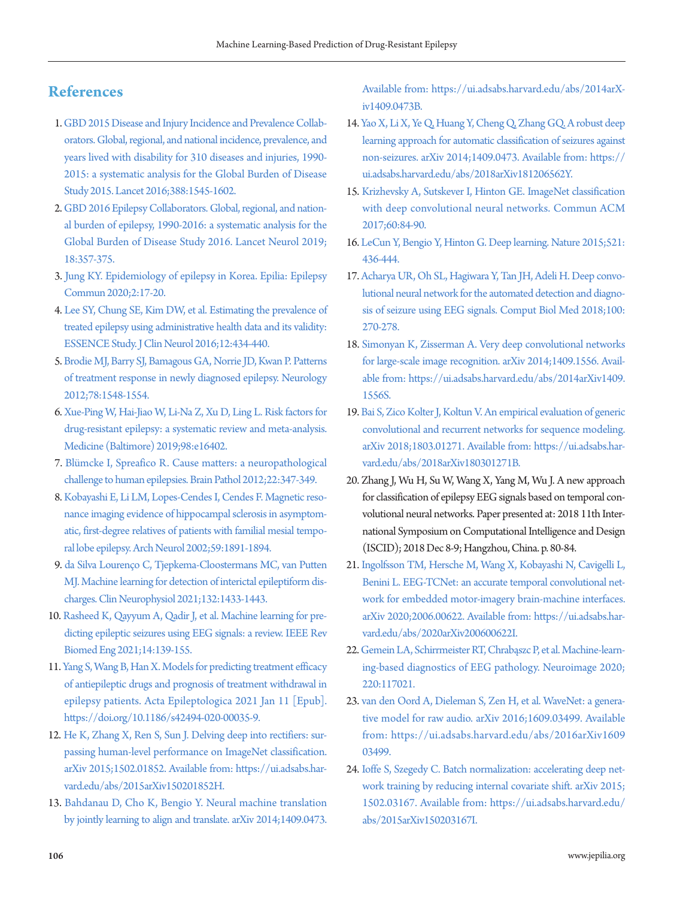## References

1. GBD 2015 Disease and Injury Incidence and Prevalence Collaborators. Global, regional, and national incidence, prevalence, and years lived with disability for 310 diseases and injuries, 1990-2015: a systematic analysis for the Global Burden of Disease Study 2015. Lancet 2016;388:1545-1602.
2. GBD 2016 Epilepsy Collaborators. Global, regional, and national burden of epilepsy, 1990-2016: a systematic analysis for the Global Burden of Disease Study 2016. Lancet Neurol 2019; 18:357-375.
3. Jung KY. Epidemiology of epilepsy in Korea. Epilia: Epilepsy Commun 2020;2:17-20.
4. Lee SY, Chung SE, Kim DW, et al. Estimating the prevalence of treated epilepsy using administrative health data and its validity: ESSENCE Study. J Clin Neurol 2016;12:434-440.
5. Brodie MJ, Barry SJ, Bamagous GA, Norrie JD, Kwan P. Patterns of treatment response in newly diagnosed epilepsy. Neurology 2012;78:1548-1554.
6. Xue-Ping W, Hai-Jiao W, Li-Na Z, Xu D, Ling L. Risk factors for drug-resistant epilepsy: a systematic review and meta-analysis. Medicine (Baltimore) 2019;98:e16402.
7. Blümcke I, Spreafico R. Cause matters: a neuropathological challenge to human epilepsies. Brain Pathol 2012;22:347-349.
8. Kobayashi E, Li LM, Lopes-Cendes I, Cendes F. Magnetic resonance imaging evidence of hippocampal sclerosis in asymptomatic, first-degree relatives of patients with familial mesial temporal lobe epilepsy. Arch Neurol 2002;59:1891-1894.
9. da Silva Lourenço C, Tjepkema-Cloostermans MC, van Putten MJ. Machine learning for detection of interictal epileptiform discharges. Clin Neurophysiol 2021;132:1433-1443.
10. Rasheed K, Qayyum A, Qadir J, et al. Machine learning for predicting epileptic seizures using EEG signals: a review. IEEE Rev Biomed Eng 2021;14:139-155.
11. Yang S, Wang B, Han X. Models for predicting treatment efficacy of antiepileptic drugs and prognosis of treatment withdrawal in epilepsy patients. Acta Epileptologica 2021 Jan 11 [Epub]. https://doi.org/10.1186/s42494-020-00035-9.
12. He K, Zhang X, Ren S, Sun J. Delving deep into rectifiers: surpassing human-level performance on ImageNet classification. arXiv 2015;1502.01852. Available from: https://ui.adsabs.harvard.edu/abs/2015arXiv150201852H.
13. Bahdanau D, Cho K, Bengio Y. Neural machine translation by jointly learning to align and translate. arXiv 2014;1409.0473. Available from: https://ui.adsabs.harvard.edu/abs/2014arXiv1409.0473B.
14. Yao X, Li X, Ye Q, Huang Y, Cheng Q, Zhang GQ. A robust deep learning approach for automatic classification of seizures against non-seizures. arXiv 2014;1409.0473. Available from: https://ui.adsabs.harvard.edu/abs/2018arXiv181206562Y.
15. Krizhevsky A, Sutskever I, Hinton GE. ImageNet classification with deep convolutional neural networks. Commun ACM 2017;60:84-90.
16. LeCun Y, Bengio Y, Hinton G. Deep learning. Nature 2015;521: 436-444.
17. Acharya UR, Oh SL, Hagiwara Y, Tan JH, Adeli H. Deep convolutional neural network for the automated detection and diagnosis of seizure using EEG signals. Comput Biol Med 2018;100: 270-278.
18. Simonyan K, Zisserman A. Very deep convolutional networks for large-scale image recognition. arXiv 2014;1409.1556. Available from: https://ui.adsabs.harvard.edu/abs/2014arXiv1409.1556S.
19. Bai S, Zico Kolter J, Koltun V. An empirical evaluation of generic convolutional and recurrent networks for sequence modeling. arXiv 2018;1803.01271. Available from: https://ui.adsabs.harvard.edu/abs/2018arXiv180301271B.
20. Zhang J, Wu H, Su W, Wang X, Yang M, Wu J. A new approach for classification of epilepsy EEG signals based on temporal convolutional neural networks. Paper presented at: 2018 11th International Symposium on Computational Intelligence and Design (ISCID); 2018 Dec 8-9; Hangzhou, China. p. 80-84.
21. Ingolfsson TM, Hersche M, Wang X, Kobayashi N, Cavigelli L, Benini L. EEG-TCNet: an accurate temporal convolutional network for embedded motor-imagery brain-machine interfaces. arXiv 2020;2006.00622. Available from: https://ui.adsabs.harvard.edu/abs/2020arXiv200600622I.
22. Gemein LA, Schirrmeister RT, Chrabąszc P, et al. Machine-learning-based diagnostics of EEG pathology. Neuroimage 2020; 220:117021.
23. van den Oord A, Dieleman S, Zen H, et al. WaveNet: a generative model for raw audio. arXiv 2016;1609.03499. Available from: https://ui.adsabs.harvard.edu/abs/2016arXiv1609 03499.
24. Ioffe S, Szegedy C. Batch normalization: accelerating deep network training by reducing internal covariate shift. arXiv 2015; 1502.03167. Available from: https://ui.adsabs.harvard.edu/abs/2015arXiv150203167I.